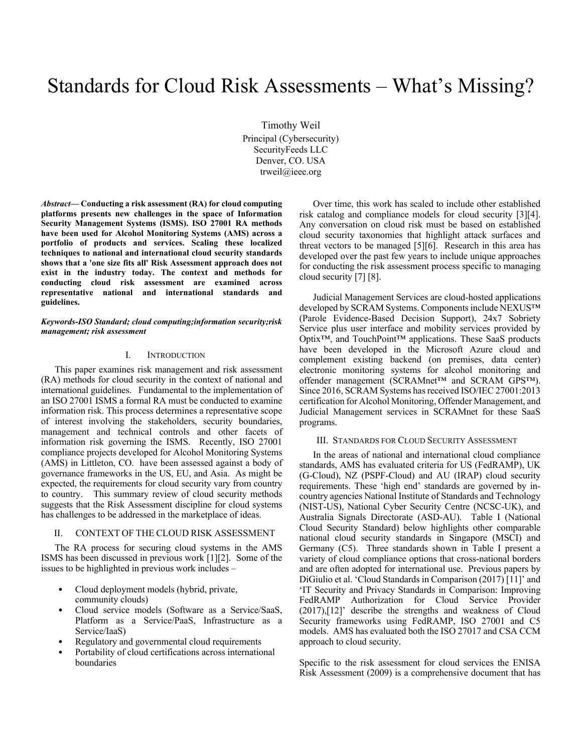# Standards for Cloud Risk Assessments – What's Missing?

Timothy Weil
Principal (Cybersecurity)
SecurityFeeds LLC
Denver, CO. USA
trweil@ieee.org

***Abstract*— Conducting a risk assessment (RA) for cloud computing platforms presents new challenges in the space of Information Security Management Systems (ISMS). ISO 27001 RA methods have been used for Alcohol Monitoring Systems (AMS) across a portfolio of products and services. Scaling these localized techniques to national and international cloud security standards shows that a 'one size fits all' Risk Assessment approach does not exist in the industry today. The context and methods for conducting cloud risk assessment are examined across representative national and international standards and guidelines.**

***Keywords-ISO Standard; cloud computing;information security;risk management; risk assessment***

## I. Introduction

This paper examines risk management and risk assessment (RA) methods for cloud security in the context of national and international guidelines. Fundamental to the implementation of an ISO 27001 ISMS a formal RA must be conducted to examine information risk. This process determines a representative scope of interest involving the stakeholders, security boundaries, management and technical controls and other facets of information risk governing the ISMS. Recently, ISO 27001 compliance projects developed for Alcohol Monitoring Systems (AMS) in Littleton, CO. have been assessed against a body of governance frameworks in the US, EU, and Asia. As might be expected, the requirements for cloud security vary from country to country. This summary review of cloud security methods suggests that the Risk Assessment discipline for cloud systems has challenges to be addressed in the marketplace of ideas.

## II. Context of the Cloud Risk Assessment

The RA process for securing cloud systems in the AMS ISMS has been discussed in previous work [1][2]. Some of the issues to be highlighted in previous work includes –

- Cloud deployment models (hybrid, private, community clouds)
- Cloud service models (Software as a Service/SaaS, Platform as a Service/PaaS, Infrastructure as a Service/IaaS)
- Regulatory and governmental cloud requirements
- Portability of cloud certifications across international boundaries

Over time, this work has scaled to include other established risk catalog and compliance models for cloud security [3][4]. Any conversation on cloud risk must be based on established cloud security taxonomies that highlight attack surfaces and threat vectors to be managed [5][6]. Research in this area has developed over the past few years to include unique approaches for conducting the risk assessment process specific to managing cloud security [7] [8].

Judicial Management Services are cloud-hosted applications developed by SCRAM Systems. Components include NEXUS™ (Parole Evidence-Based Decision Support), 24x7 Sobriety Service plus user interface and mobility services provided by Optix™, and TouchPoint™ applications. These SaaS products have been developed in the Microsoft Azure cloud and complement existing backend (on premises, data center) electronic monitoring systems for alcohol monitoring and offender management (SCRAMnet™ and SCRAM GPS™). Since 2016, SCRAM Systems has received ISO/IEC 27001:2013 certification for Alcohol Monitoring, Offender Management, and Judicial Management services in SCRAMnet for these SaaS programs.

## III. Standards for Cloud Security Assessment

In the areas of national and international cloud compliance standards, AMS has evaluated criteria for US (FedRAMP), UK (G-Cloud), NZ (PSPF-Cloud) and AU (IRAP) cloud security requirements. These 'high end' standards are governed by in-country agencies National Institute of Standards and Technology (NIST-US), National Cyber Security Centre (NCSC-UK), and Australia Signals Directorate (ASD-AU). Table I (National Cloud Security Standard) below highlights other comparable national cloud security standards in Singapore (MSCI) and Germany (C5). Three standards shown in Table I present a variety of cloud compliance options that cross-national borders and are often adopted for international use. Previous papers by DiGiulio et al. 'Cloud Standards in Comparison (2017) [11]' and 'IT Security and Privacy Standards in Comparison: Improving FedRAMP Authorization for Cloud Service Provider (2017),[12]' describe the strengths and weakness of Cloud Security frameworks using FedRAMP, ISO 27001 and C5 models. AMS has evaluated both the ISO 27017 and CSA CCM approach to cloud security.

Specific to the risk assessment for cloud services the ENISA Risk Assessment (2009) is a comprehensive document that has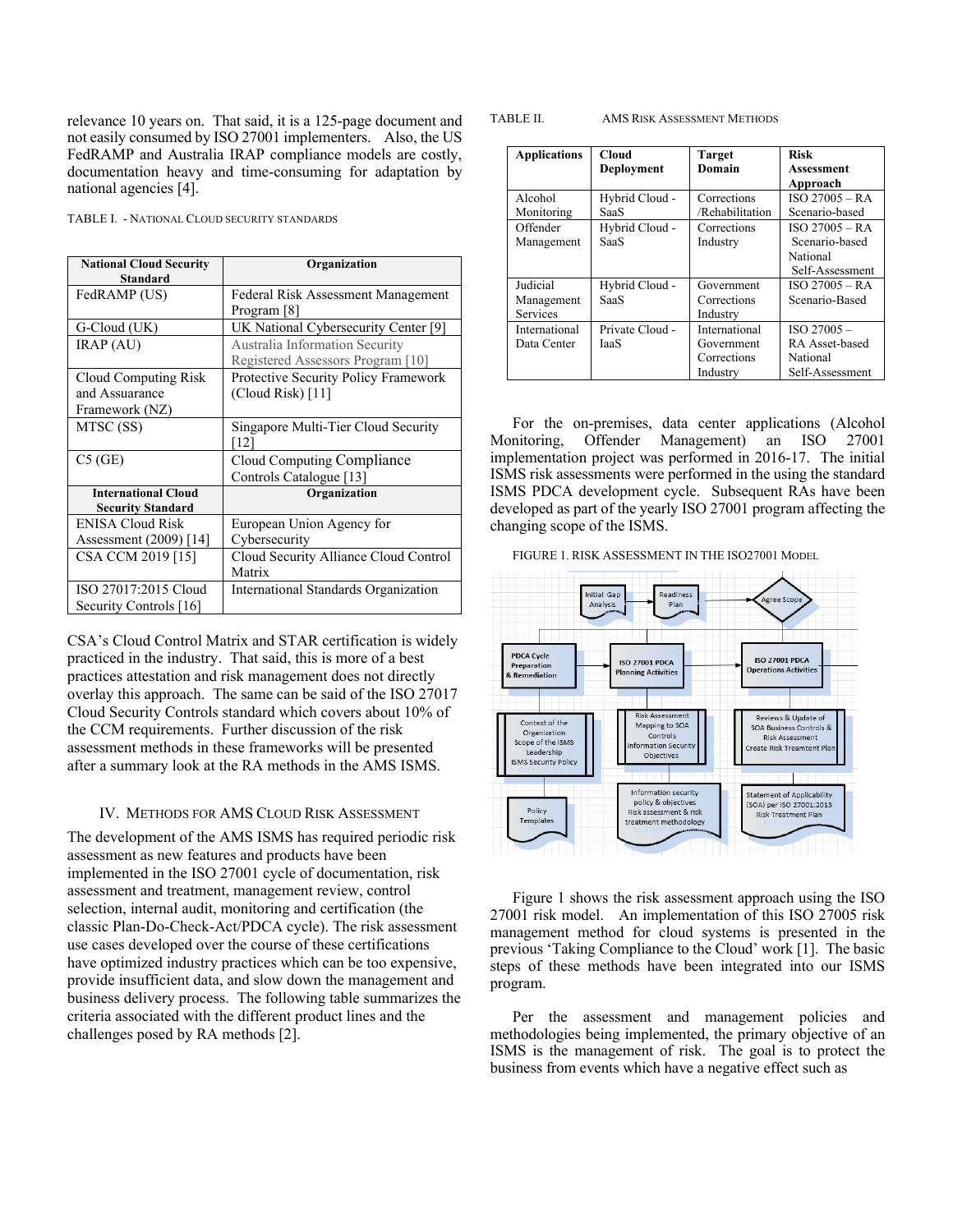relevance 10 years on. That said, it is a 125-page document and not easily consumed by ISO 27001 implementers. Also, the US FedRAMP and Australia IRAP compliance models are costly, documentation heavy and time-consuming for adaptation by national agencies [4].

TABLE I. - NATIONAL CLOUD SECURITY STANDARDS

| National Cloud Security Standard | Organization |
|---|---|
| FedRAMP (US) | Federal Risk Assessment Management Program [8] |
| G-Cloud (UK) | UK National Cybersecurity Center [9] |
| IRAP (AU) | Australia Information Security Registered Assessors Program [10] |
| Cloud Computing Risk and Assuarance Framework (NZ) | Protective Security Policy Framework (Cloud Risk) [11] |
| MTSC (SS) | Singapore Multi-Tier Cloud Security [12] |
| C5 (GE) | Cloud Computing Compliance Controls Catalogue [13] |
| **International Cloud Security Standard** | **Organization** |
| ENISA Cloud Risk Assessment (2009) [14] | European Union Agency for Cybersecurity |
| CSA CCM 2019 [15] | Cloud Security Alliance Cloud Control Matrix |
| ISO 27017:2015 Cloud Security Controls [16] | International Standards Organization |

CSA's Cloud Control Matrix and STAR certification is widely practiced in the industry. That said, this is more of a best practices attestation and risk management does not directly overlay this approach. The same can be said of the ISO 27017 Cloud Security Controls standard which covers about 10% of the CCM requirements. Further discussion of the risk assessment methods in these frameworks will be presented after a summary look at the RA methods in the AMS ISMS.

## IV. METHODS FOR AMS CLOUD RISK ASSESSMENT

The development of the AMS ISMS has required periodic risk assessment as new features and products have been implemented in the ISO 27001 cycle of documentation, risk assessment and treatment, management review, control selection, internal audit, monitoring and certification (the classic Plan-Do-Check-Act/PDCA cycle). The risk assessment use cases developed over the course of these certifications have optimized industry practices which can be too expensive, provide insufficient data, and slow down the management and business delivery process. The following table summarizes the criteria associated with the different product lines and the challenges posed by RA methods [2].

TABLE II. AMS RISK ASSESSMENT METHODS

| Applications | Cloud Deployment | Target Domain | Risk Assessment Approach |
|---|---|---|---|
| Alcohol Monitoring | Hybrid Cloud - SaaS | Corrections /Rehabilitation | ISO 27005 – RA Scenario-based |
| Offender Management | Hybrid Cloud - SaaS | Corrections Industry | ISO 27005 – RA Scenario-based National Self-Assessment |
| Judicial Management Services | Hybrid Cloud - SaaS | Government Corrections Industry | ISO 27005 – RA Scenario-Based |
| International Data Center | Private Cloud - IaaS | International Government Corrections Industry | ISO 27005 – RA Asset-based National Self-Assessment |

For the on-premises, data center applications (Alcohol Monitoring, Offender Management), ISO 27001 implementation project was performed in 2016-17. The initial ISMS risk assessments were performed in the using the standard ISMS PDCA development cycle. Subsequent RAs have been developed as part of the yearly ISO 27001 program affecting the changing scope of the ISMS.

FIGURE 1. RISK ASSESSMENT IN THE ISO27001 MODEL

Initial Gap Analysis → Readiness Plan → Agree Scope

PDCA Cycle Preparation & Remediation | ISO 27001 PDCA Planning Activities | ISO 27001 PDCA Operations Activities

Context of the Organization, Scope of the ISMS, Leadership, ISMS Security Policy | Risk Assessment Mapping to SOA Controls, Information Security Objectives | Reviews & Update of SOA Business Controls & Risk Assessment, Create Risk Treamtent Plan

Policy Templates | Information security policy & objectives, Risk assessment & risk treatment methodology | Statement of Applicability (SOA) per ISO 27001:2013, Risk Treatment Plan

Figure 1 shows the risk assessment approach using the ISO 27001 risk model. An implementation of this ISO 27005 risk management method for cloud systems is presented in the previous 'Taking Compliance to the Cloud' work [1]. The basic steps of these methods have been integrated into our ISMS program.

Per the assessment and management policies and methodologies being implemented, the primary objective of an ISMS is the management of risk. The goal is to protect the business from events which have a negative effect such as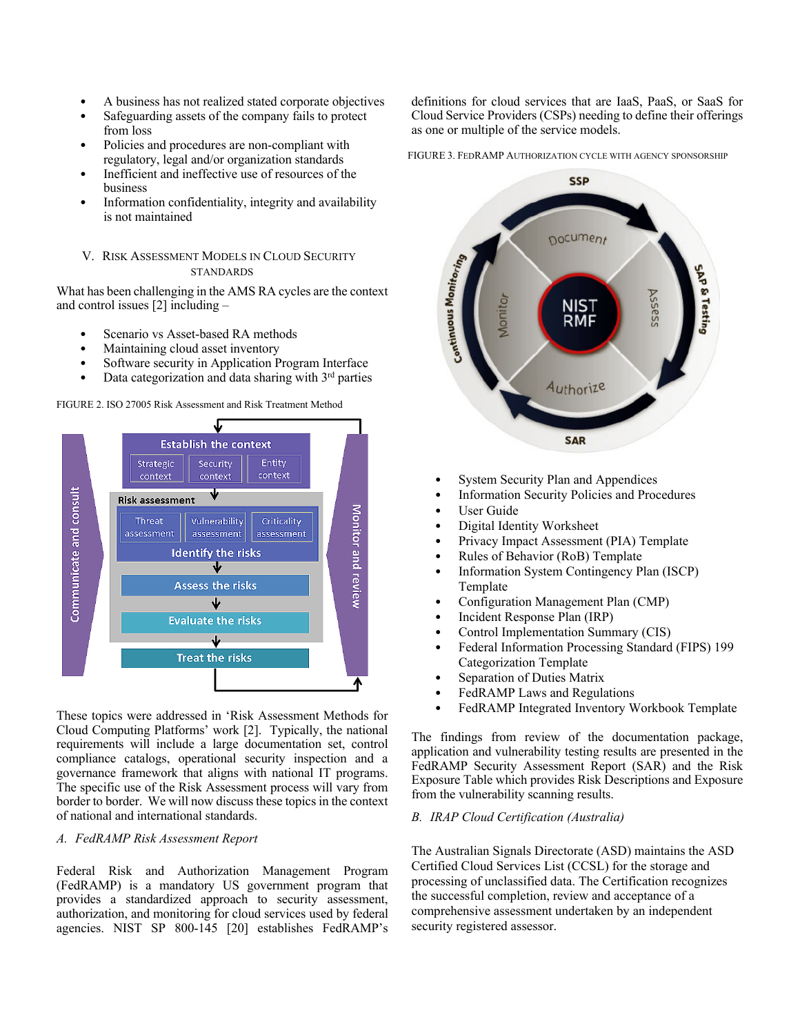- A business has not realized stated corporate objectives
- Safeguarding assets of the company fails to protect from loss
- Policies and procedures are non-compliant with regulatory, legal and/or organization standards
- Inefficient and ineffective use of resources of the business
- Information confidentiality, integrity and availability is not maintained

## V. Risk Assessment Models in Cloud Security Standards

What has been challenging in the AMS RA cycles are the context and control issues [2] including –

- Scenario vs Asset-based RA methods
- Maintaining cloud asset inventory
- Software security in Application Program Interface
- Data categorization and data sharing with 3rd parties

FIGURE 2. ISO 27005 Risk Assessment and Risk Treatment Method

These topics were addressed in 'Risk Assessment Methods for Cloud Computing Platforms' work [2]. Typically, the national requirements will include a large documentation set, control compliance catalogs, operational security inspection and a governance framework that aligns with national IT programs. The specific use of the Risk Assessment process will vary from border to border. We will now discuss these topics in the context of national and international standards.

### A. FedRAMP Risk Assessment Report

Federal Risk and Authorization Management Program (FedRAMP) is a mandatory US government program that provides a standardized approach to security assessment, authorization, and monitoring for cloud services used by federal agencies. NIST SP 800-145 [20] establishes FedRAMP's definitions for cloud services that are IaaS, PaaS, or SaaS for Cloud Service Providers (CSPs) needing to define their offerings as one or multiple of the service models.

FIGURE 3. FedRAMP Authorization cycle with agency sponsorship

- System Security Plan and Appendices
- Information Security Policies and Procedures
- User Guide
- Digital Identity Worksheet
- Privacy Impact Assessment (PIA) Template
- Rules of Behavior (RoB) Template
- Information System Contingency Plan (ISCP) Template
- Configuration Management Plan (CMP)
- Incident Response Plan (IRP)
- Control Implementation Summary (CIS)
- Federal Information Processing Standard (FIPS) 199 Categorization Template
- Separation of Duties Matrix
- FedRAMP Laws and Regulations
- FedRAMP Integrated Inventory Workbook Template

The findings from review of the documentation package, application and vulnerability testing results are presented in the FedRAMP Security Assessment Report (SAR) and the Risk Exposure Table which provides Risk Descriptions and Exposure from the vulnerability scanning results.

### B. IRAP Cloud Certification (Australia)

The Australian Signals Directorate (ASD) maintains the ASD Certified Cloud Services List (CCSL) for the storage and processing of unclassified data. The Certification recognizes the successful completion, review and acceptance of a comprehensive assessment undertaken by an independent security registered assessor.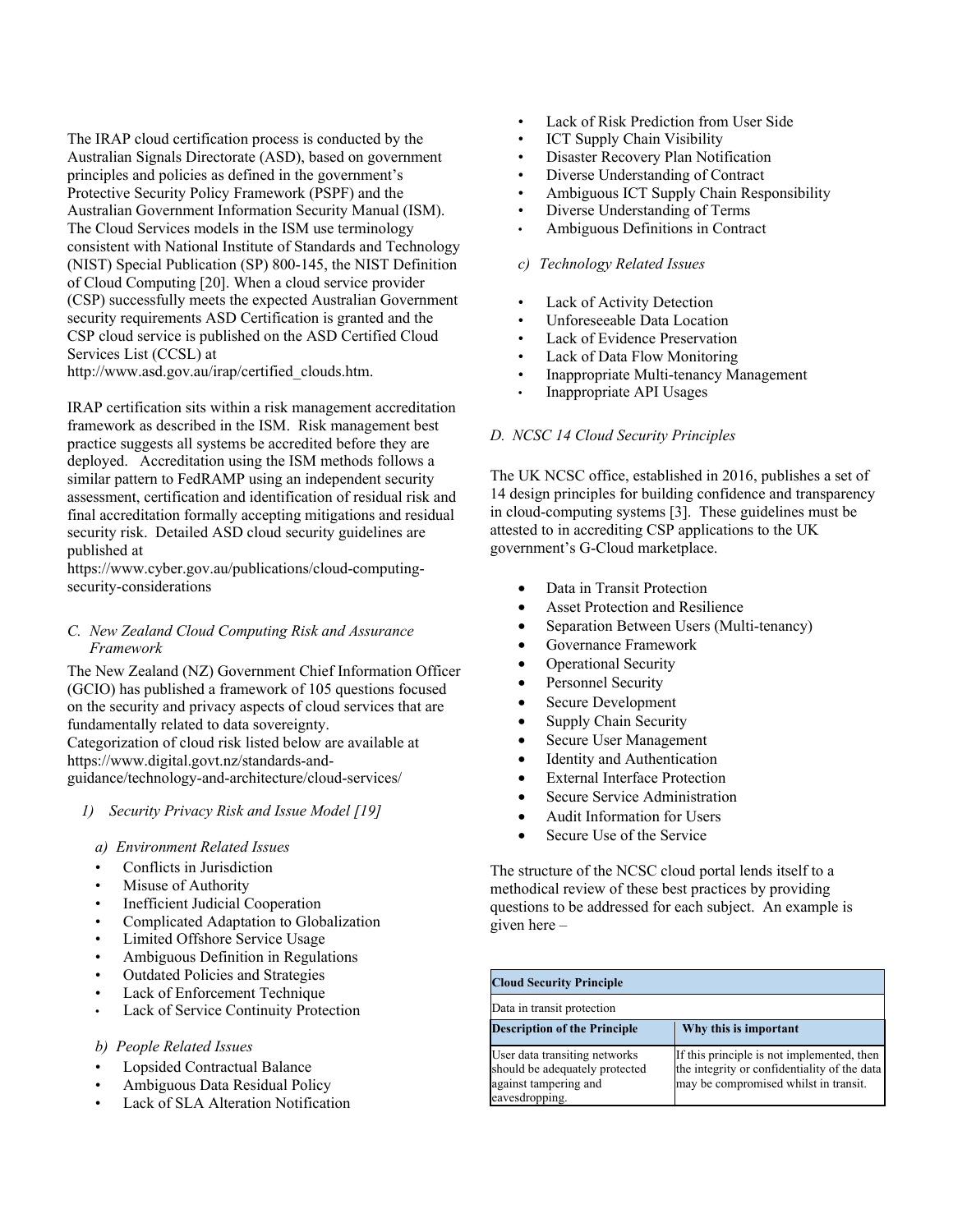The IRAP cloud certification process is conducted by the Australian Signals Directorate (ASD), based on government principles and policies as defined in the government's Protective Security Policy Framework (PSPF) and the Australian Government Information Security Manual (ISM). The Cloud Services models in the ISM use terminology consistent with National Institute of Standards and Technology (NIST) Special Publication (SP) 800-145, the NIST Definition of Cloud Computing [20]. When a cloud service provider (CSP) successfully meets the expected Australian Government security requirements ASD Certification is granted and the CSP cloud service is published on the ASD Certified Cloud Services List (CCSL) at http://www.asd.gov.au/irap/certified_clouds.htm.

IRAP certification sits within a risk management accreditation framework as described in the ISM. Risk management best practice suggests all systems be accredited before they are deployed. Accreditation using the ISM methods follows a similar pattern to FedRAMP using an independent security assessment, certification and identification of residual risk and final accreditation formally accepting mitigations and residual security risk. Detailed ASD cloud security guidelines are published at https://www.cyber.gov.au/publications/cloud-computing-security-considerations

### *C. New Zealand Cloud Computing Risk and Assurance Framework*

The New Zealand (NZ) Government Chief Information Officer (GCIO) has published a framework of 105 questions focused on the security and privacy aspects of cloud services that are fundamentally related to data sovereignty. Categorization of cloud risk listed below are available at https://www.digital.govt.nz/standards-and-guidance/technology-and-architecture/cloud-services/

#### *1) Security Privacy Risk and Issue Model [19]*

*a) Environment Related Issues*

- Conflicts in Jurisdiction
- Misuse of Authority
- Inefficient Judicial Cooperation
- Complicated Adaptation to Globalization
- Limited Offshore Service Usage
- Ambiguous Definition in Regulations
- Outdated Policies and Strategies
- Lack of Enforcement Technique
- Lack of Service Continuity Protection

*b) People Related Issues*

- Lopsided Contractual Balance
- Ambiguous Data Residual Policy
- Lack of SLA Alteration Notification
- Lack of Risk Prediction from User Side
- ICT Supply Chain Visibility
- Disaster Recovery Plan Notification
- Diverse Understanding of Contract
- Ambiguous ICT Supply Chain Responsibility
- Diverse Understanding of Terms
- Ambiguous Definitions in Contract

*c) Technology Related Issues*

- Lack of Activity Detection
- Unforeseeable Data Location
- Lack of Evidence Preservation
- Lack of Data Flow Monitoring
- Inappropriate Multi-tenancy Management
- Inappropriate API Usages

### *D. NCSC 14 Cloud Security Principles*

The UK NCSC office, established in 2016, publishes a set of 14 design principles for building confidence and transparency in cloud-computing systems [3]. These guidelines must be attested to in accrediting CSP applications to the UK government's G-Cloud marketplace.

- Data in Transit Protection
- Asset Protection and Resilience
- Separation Between Users (Multi-tenancy)
- Governance Framework
- Operational Security
- Personnel Security
- Secure Development
- Supply Chain Security
- Secure User Management
- Identity and Authentication
- External Interface Protection
- Secure Service Administration
- Audit Information for Users
- Secure Use of the Service

The structure of the NCSC cloud portal lends itself to a methodical review of these best practices by providing questions to be addressed for each subject. An example is given here –

| **Cloud Security Principle** | |
|---|---|
| Data in transit protection | |
| **Description of the Principle** | **Why this is important** |
| User data transiting networks should be adequately protected against tampering and eavesdropping. | If this principle is not implemented, then the integrity or confidentiality of the data may be compromised whilst in transit. |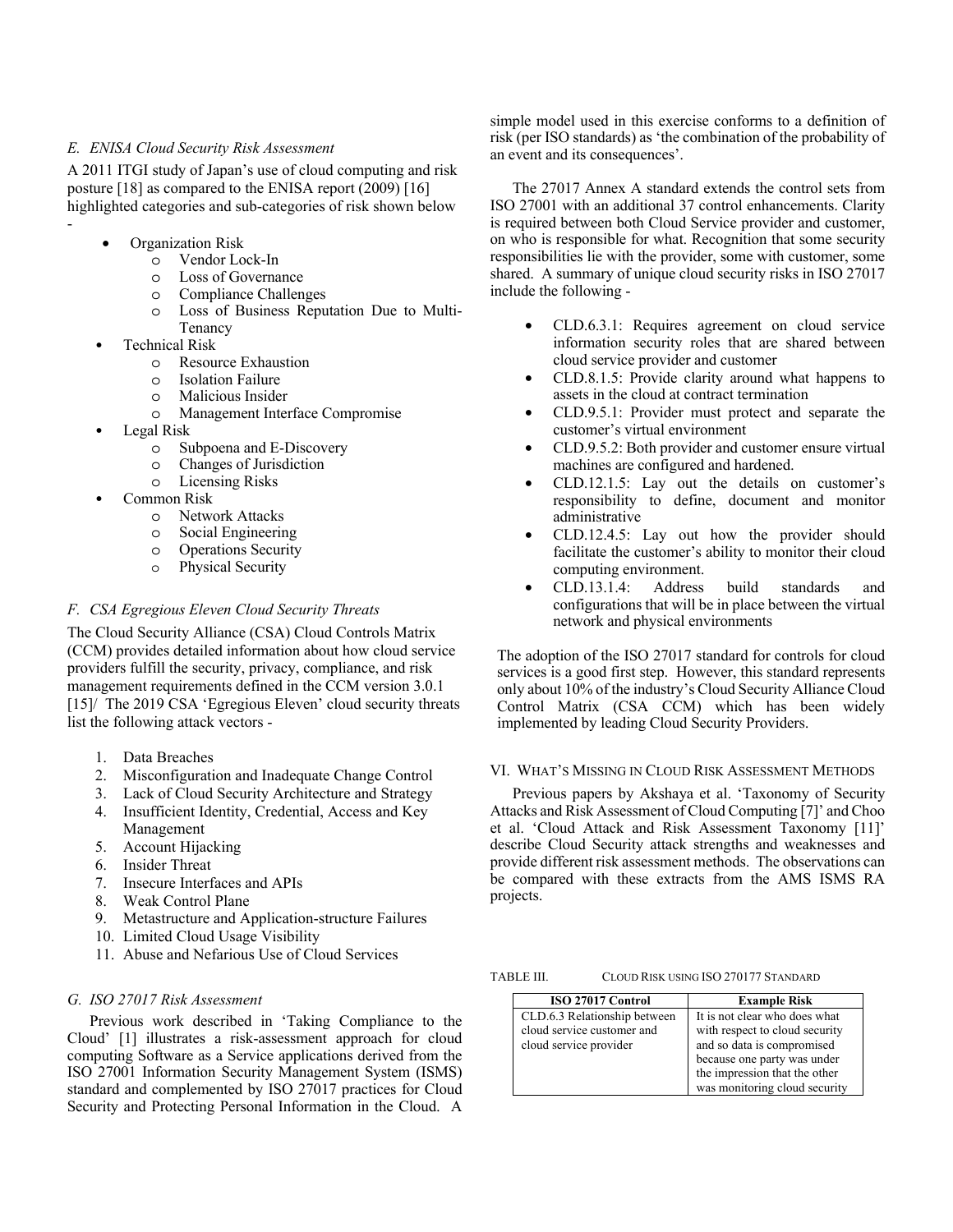### *E. ENISA Cloud Security Risk Assessment*

A 2011 ITGI study of Japan's use of cloud computing and risk posture [18] as compared to the ENISA report (2009) [16] highlighted categories and sub-categories of risk shown below -

- Organization Risk
  - Vendor Lock-In
  - Loss of Governance
  - Compliance Challenges
  - Loss of Business Reputation Due to Multi-Tenancy
- Technical Risk
  - Resource Exhaustion
  - Isolation Failure
  - Malicious Insider
  - Management Interface Compromise
- Legal Risk
  - Subpoena and E-Discovery
  - Changes of Jurisdiction
  - Licensing Risks
- Common Risk
  - Network Attacks
  - Social Engineering
  - Operations Security
  - Physical Security

### *F. CSA Egregious Eleven Cloud Security Threats*

The Cloud Security Alliance (CSA) Cloud Controls Matrix (CCM) provides detailed information about how cloud service providers fulfill the security, privacy, compliance, and risk management requirements defined in the CCM version 3.0.1 [15]/ The 2019 CSA 'Egregious Eleven' cloud security threats list the following attack vectors -

1. Data Breaches
2. Misconfiguration and Inadequate Change Control
3. Lack of Cloud Security Architecture and Strategy
4. Insufficient Identity, Credential, Access and Key Management
5. Account Hijacking
6. Insider Threat
7. Insecure Interfaces and APIs
8. Weak Control Plane
9. Metastructure and Application-structure Failures
10. Limited Cloud Usage Visibility
11. Abuse and Nefarious Use of Cloud Services

### *G. ISO 27017 Risk Assessment*

Previous work described in 'Taking Compliance to the Cloud' [1] illustrates a risk-assessment approach for cloud computing Software as a Service applications derived from the ISO 27001 Information Security Management System (ISMS) standard and complemented by ISO 27017 practices for Cloud Security and Protecting Personal Information in the Cloud. A simple model used in this exercise conforms to a definition of risk (per ISO standards) as 'the combination of the probability of an event and its consequences'.

The 27017 Annex A standard extends the control sets from ISO 27001 with an additional 37 control enhancements. Clarity is required between both Cloud Service provider and customer, on who is responsible for what. Recognition that some security responsibilities lie with the provider, some with customer, some shared. A summary of unique cloud security risks in ISO 27017 include the following -

- CLD.6.3.1: Requires agreement on cloud service information security roles that are shared between cloud service provider and customer
- CLD.8.1.5: Provide clarity around what happens to assets in the cloud at contract termination
- CLD.9.5.1: Provider must protect and separate the customer's virtual environment
- CLD.9.5.2: Both provider and customer ensure virtual machines are configured and hardened.
- CLD.12.1.5: Lay out the details on customer's responsibility to define, document and monitor administrative
- CLD.12.4.5: Lay out how the provider should facilitate the customer's ability to monitor their cloud computing environment.
- CLD.13.1.4: Address build standards and configurations that will be in place between the virtual network and physical environments

The adoption of the ISO 27017 standard for controls for cloud services is a good first step. However, this standard represents only about 10% of the industry's Cloud Security Alliance Cloud Control Matrix (CSA CCM) which has been widely implemented by leading Cloud Security Providers.

## VI. What's Missing in Cloud Risk Assessment Methods

Previous papers by Akshaya et al. 'Taxonomy of Security Attacks and Risk Assessment of Cloud Computing [7]' and Choo et al. 'Cloud Attack and Risk Assessment Taxonomy [11]' describe Cloud Security attack strengths and weaknesses and provide different risk assessment methods. The observations can be compared with these extracts from the AMS ISMS RA projects.

TABLE III. Cloud Risk using ISO 270177 Standard

| ISO 27017 Control | Example Risk |
|---|---|
| CLD.6.3 Relationship between cloud service customer and cloud service provider | It is not clear who does what with respect to cloud security and so data is compromised because one party was under the impression that the other was monitoring cloud security |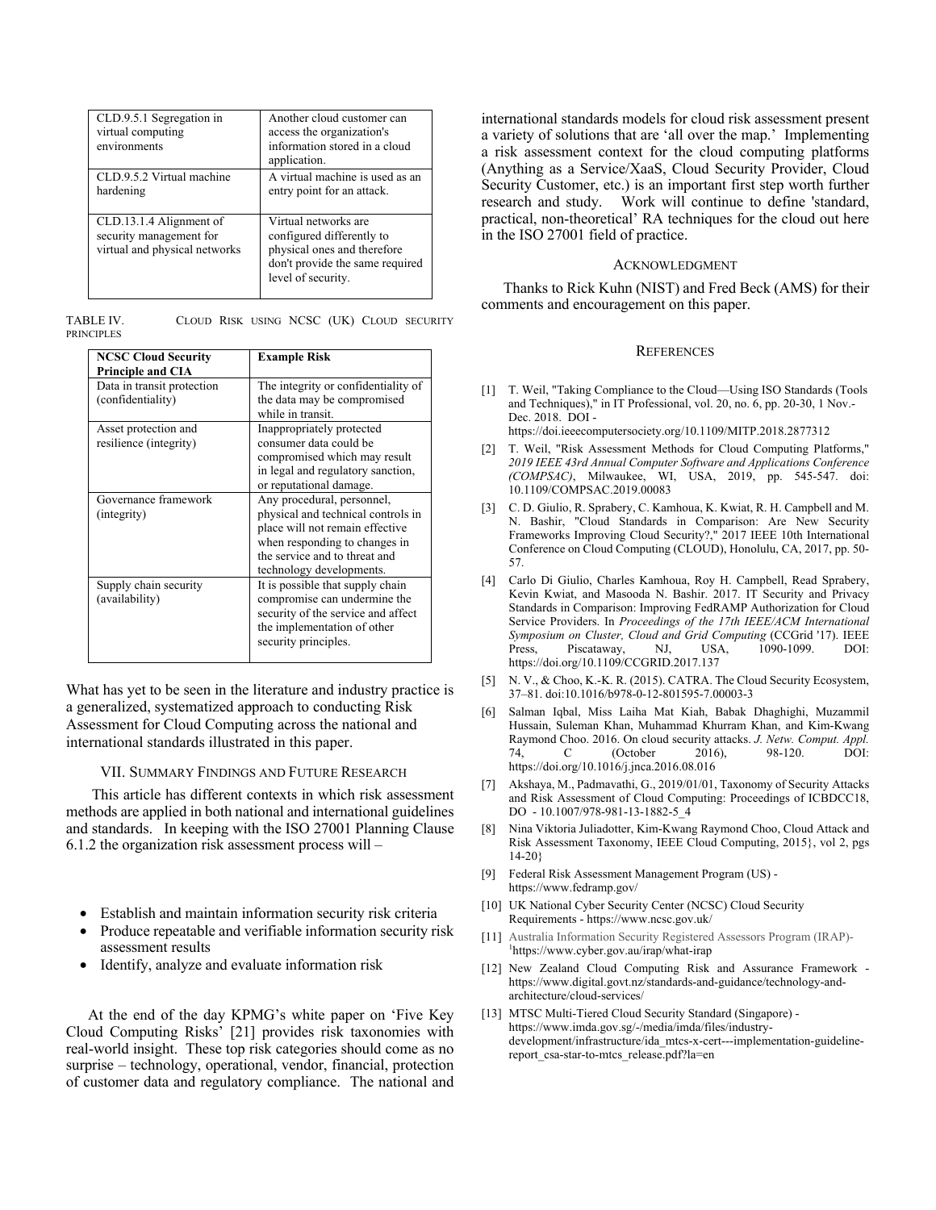| CLD.9.5.1 Segregation in virtual computing environments | Another cloud customer can access the organization's information stored in a cloud application. |
|---|---|
| CLD.9.5.2 Virtual machine hardening | A virtual machine is used as an entry point for an attack. |
| CLD.13.1.4 Alignment of security management for virtual and physical networks | Virtual networks are configured differently to physical ones and therefore don't provide the same required level of security. |

TABLE IV. CLOUD RISK USING NCSC (UK) CLOUD SECURITY PRINCIPLES

| NCSC Cloud Security Principle and CIA | Example Risk |
|---|---|
| Data in transit protection (confidentiality) | The integrity or confidentiality of the data may be compromised while in transit. |
| Asset protection and resilience (integrity) | Inappropriately protected consumer data could be compromised which may result in legal and regulatory sanction, or reputational damage. |
| Governance framework (integrity) | Any procedural, personnel, physical and technical controls in place will not remain effective when responding to changes in the service and to threat and technology developments. |
| Supply chain security (availability) | It is possible that supply chain compromise can undermine the security of the service and affect the implementation of other security principles. |

What has yet to be seen in the literature and industry practice is a generalized, systematized approach to conducting Risk Assessment for Cloud Computing across the national and international standards illustrated in this paper.

## VII. SUMMARY FINDINGS AND FUTURE RESEARCH

This article has different contexts in which risk assessment methods are applied in both national and international guidelines and standards. In keeping with the ISO 27001 Planning Clause 6.1.2 the organization risk assessment process will –

- Establish and maintain information security risk criteria
- Produce repeatable and verifiable information security risk assessment results
- Identify, analyze and evaluate information risk

At the end of the day KPMG's white paper on 'Five Key Cloud Computing Risks' [21] provides risk taxonomies with real-world insight. These top risk categories should come as no surprise – technology, operational, vendor, financial, protection of customer data and regulatory compliance. The national and international standards models for cloud risk assessment present a variety of solutions that are 'all over the map.' Implementing a risk assessment context for the cloud computing platforms (Anything as a Service/XaaS, Cloud Security Provider, Cloud Security Customer, etc.) is an important first step worth further research and study. Work will continue to define 'standard, practical, non-theoretical' RA techniques for the cloud out here in the ISO 27001 field of practice.

## ACKNOWLEDGMENT

Thanks to Rick Kuhn (NIST) and Fred Beck (AMS) for their comments and encouragement on this paper.

## REFERENCES

[1] T. Weil, "Taking Compliance to the Cloud—Using ISO Standards (Tools and Techniques)," in IT Professional, vol. 20, no. 6, pp. 20-30, 1 Nov.-Dec. 2018. DOI - https://doi.ieeecomputersociety.org/10.1109/MITP.2018.2877312

[2] T. Weil, "Risk Assessment Methods for Cloud Computing Platforms," *2019 IEEE 43rd Annual Computer Software and Applications Conference (COMPSAC)*, Milwaukee, WI, USA, 2019, pp. 545-547. doi: 10.1109/COMPSAC.2019.00083

[3] C. D. Giulio, R. Sprabery, C. Kamhoua, K. Kwiat, R. H. Campbell and M. N. Bashir, "Cloud Standards in Comparison: Are New Security Frameworks Improving Cloud Security?," 2017 IEEE 10th International Conference on Cloud Computing (CLOUD), Honolulu, CA, 2017, pp. 50-57.

[4] Carlo Di Giulio, Charles Kamhoua, Roy H. Campbell, Read Sprabery, Kevin Kwiat, and Masooda N. Bashir. 2017. IT Security and Privacy Standards in Comparison: Improving FedRAMP Authorization for Cloud Service Providers. In *Proceedings of the 17th IEEE/ACM International Symposium on Cluster, Cloud and Grid Computing* (CCGrid '17). IEEE Press, Piscataway, NJ, USA, 1090-1099. DOI: https://doi.org/10.1109/CCGRID.2017.137

[5] N. V., & Choo, K.-K. R. (2015). CATRA. The Cloud Security Ecosystem, 37–81. doi:10.1016/b978-0-12-801595-7.00003-3

[6] Salman Iqbal, Miss Laiha Mat Kiah, Babak Dhaghighi, Muzammil Hussain, Suleman Khan, Muhammad Khurram Khan, and Kim-Kwang Raymond Choo. 2016. On cloud security attacks. *J. Netw. Comput. Appl.* 74, C (October 2016), 98-120. DOI: https://doi.org/10.1016/j.jnca.2016.08.016

[7] Akshaya, M., Padmavathi, G., 2019/01/01, Taxonomy of Security Attacks and Risk Assessment of Cloud Computing: Proceedings of ICBDCC18, DO - 10.1007/978-981-13-1882-5_4

[8] Nina Viktoria Juliadotter, Kim-Kwang Raymond Choo, Cloud Attack and Risk Assessment Taxonomy, IEEE Cloud Computing, 2015}, vol 2, pgs 14-20}

[9] Federal Risk Assessment Management Program (US) - https://www.fedramp.gov/

[10] UK National Cyber Security Center (NCSC) Cloud Security Requirements - https://www.ncsc.gov.uk/

[11] Australia Information Security Registered Assessors Program (IRAP)- [1]https://www.cyber.gov.au/irap/what-irap

[12] New Zealand Cloud Computing Risk and Assurance Framework - https://www.digital.govt.nz/standards-and-guidance/technology-and-architecture/cloud-services/

[13] MTSC Multi-Tiered Cloud Security Standard (Singapore) - https://www.imda.gov.sg/-/media/imda/files/industry-development/infrastructure/ida_mtcs-x-cert---implementation-guideline-report_csa-star-to-mtcs_release.pdf?la=en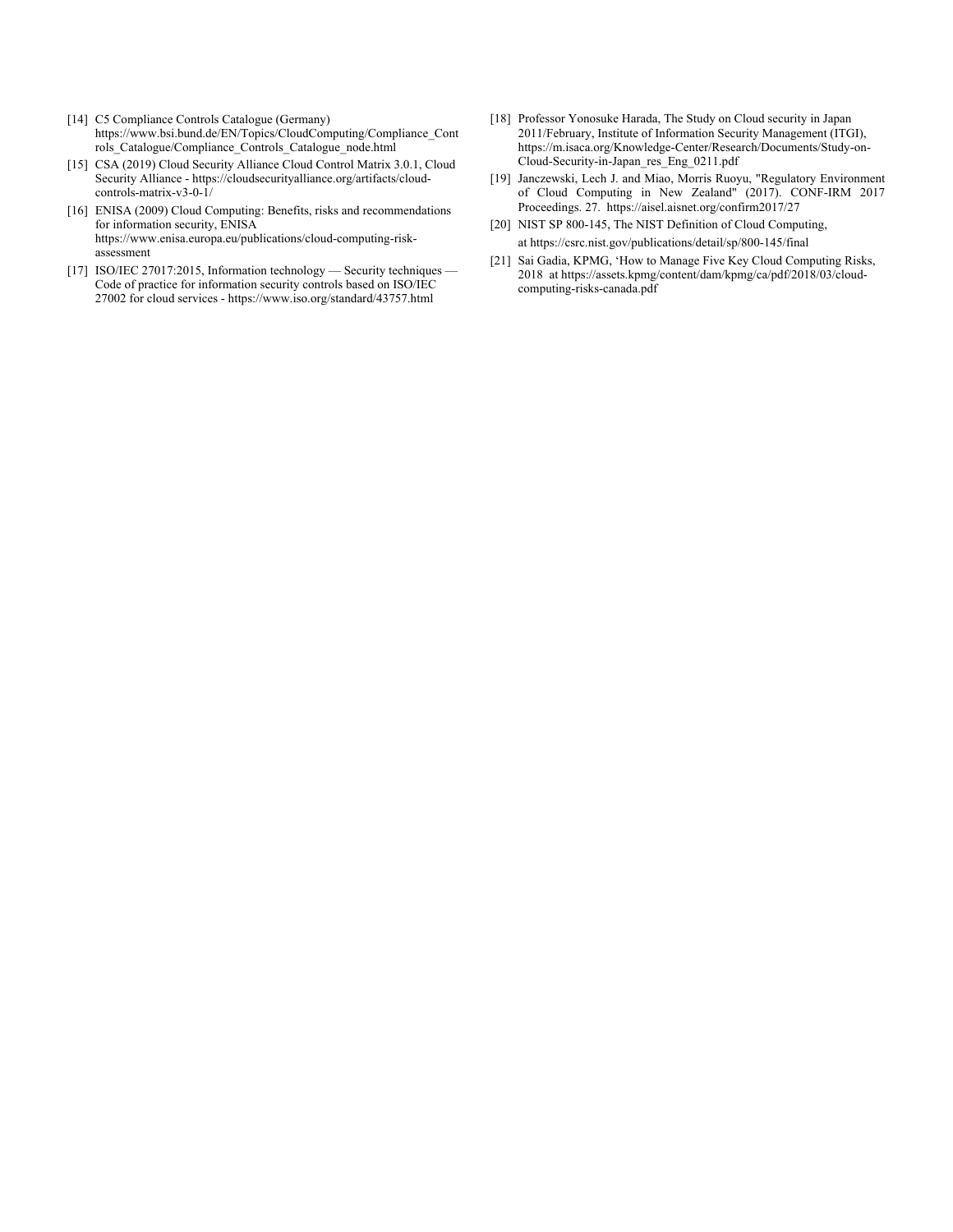[14] C5 Compliance Controls Catalogue (Germany) https://www.bsi.bund.de/EN/Topics/CloudComputing/Compliance_Controls_Catalogue/Compliance_Controls_Catalogue_node.html

[15] CSA (2019) Cloud Security Alliance Cloud Control Matrix 3.0.1, Cloud Security Alliance - https://cloudsecurityalliance.org/artifacts/cloud-controls-matrix-v3-0-1/

[16] ENISA (2009) Cloud Computing: Benefits, risks and recommendations for information security, ENISA https://www.enisa.europa.eu/publications/cloud-computing-risk-assessment

[17] ISO/IEC 27017:2015, Information technology — Security techniques — Code of practice for information security controls based on ISO/IEC 27002 for cloud services - https://www.iso.org/standard/43757.html

[18] Professor Yonosuke Harada, The Study on Cloud security in Japan 2011/February, Institute of Information Security Management (ITGI), https://m.isaca.org/Knowledge-Center/Research/Documents/Study-on-Cloud-Security-in-Japan_res_Eng_0211.pdf

[19] Janczewski, Lech J. and Miao, Morris Ruoyu, "Regulatory Environment of Cloud Computing in New Zealand" (2017). CONF-IRM 2017 Proceedings. 27. https://aisel.aisnet.org/confirm2017/27

[20] NIST SP 800-145, The NIST Definition of Cloud Computing, at https://csrc.nist.gov/publications/detail/sp/800-145/final

[21] Sai Gadia, KPMG, 'How to Manage Five Key Cloud Computing Risks, 2018 at https://assets.kpmg/content/dam/kpmg/ca/pdf/2018/03/cloud-computing-risks-canada.pdf